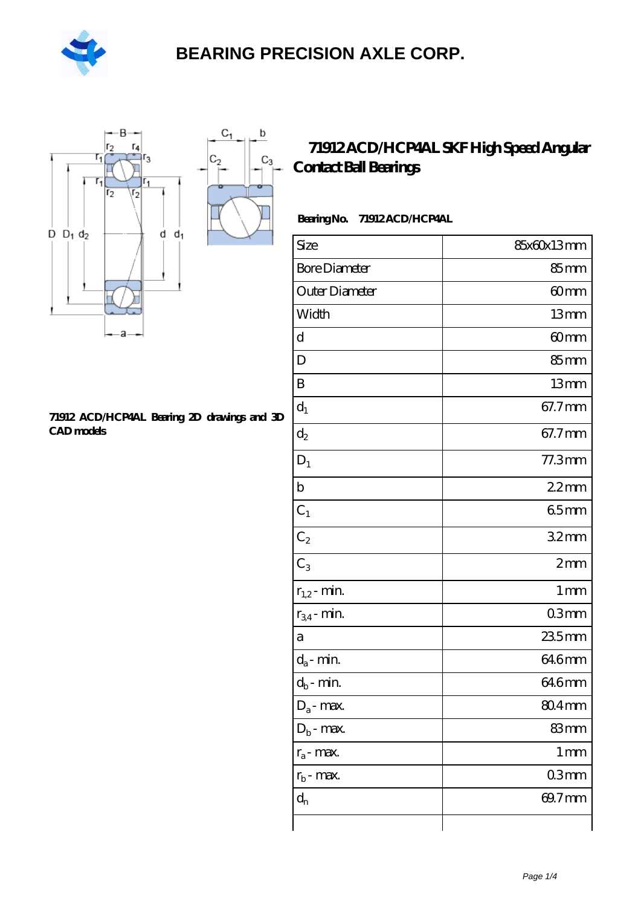# BEARING PRECISION AXLE CORP.

## 71912 ACD/HCP4AL SKF High Speed Angular Contact Ball Bearings

**Bearing No. 71912 ACD/HCP4AL**

| | |
|---|---|
| Size | 85x60x13 mm |
| Bore Diameter | 85 mm |
| Outer Diameter | 60 mm |
| Width | 13 mm |
| d | 60 mm |
| D | 85 mm |
| B | 13 mm |
| $d_1$ | 67.7 mm |
| $d_2$ | 67.7 mm |
| $D_1$ | 77.3 mm |
| b | 2.2 mm |
| $C_1$ | 6.5 mm |
| $C_2$ | 3.2 mm |
| $C_3$ | 2 mm |
| $r_{1,2}$ - min. | 1 mm |
| $r_{3,4}$ - min. | 0.3 mm |
| a | 23.5 mm |
| $d_a$ - min. | 64.6 mm |
| $d_b$ - min. | 64.6 mm |
| $D_a$ - max. | 80.4 mm |
| $D_b$ - max. | 83 mm |
| $r_a$ - max. | 1 mm |
| $r_b$ - max. | 0.3 mm |
| $d_n$ | 69.7 mm |
| | |

**71912 ACD/HCP4AL Bearing 2D drawings and 3D CAD models**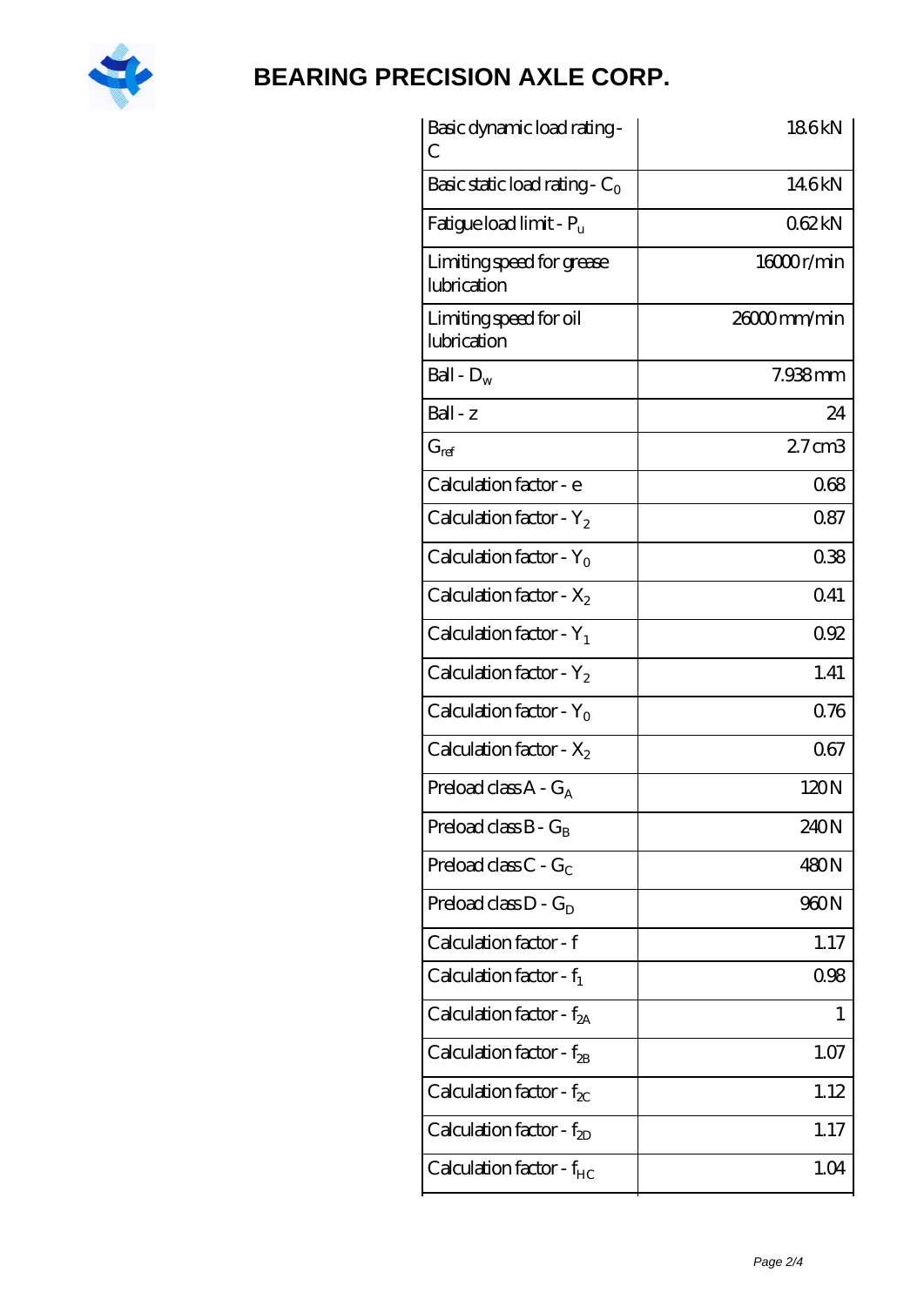| | |
|---|---|
| Basic dynamic load rating - C | 18.6 kN |
| Basic static load rating - $C_0$ | 14.6 kN |
| Fatigue load limit - $P_u$ | 0.62 kN |
| Limiting speed for grease lubrication | 16000 r/min |
| Limiting speed for oil lubrication | 26000 mm/min |
| Ball - $D_w$ | 7.938 mm |
| Ball - z | 24 |
| $G_{ref}$ | 2.7 cm3 |
| Calculation factor - e | 0.68 |
| Calculation factor - $Y_2$ | 0.87 |
| Calculation factor - $Y_0$ | 0.38 |
| Calculation factor - $X_2$ | 0.41 |
| Calculation factor - $Y_1$ | 0.92 |
| Calculation factor - $Y_2$ | 1.41 |
| Calculation factor - $Y_0$ | 0.76 |
| Calculation factor - $X_2$ | 0.67 |
| Preload class A - $G_A$ | 120 N |
| Preload class B - $G_B$ | 240 N |
| Preload class C - $G_C$ | 480 N |
| Preload class D - $G_D$ | 960 N |
| Calculation factor - f | 1.17 |
| Calculation factor - $f_1$ | 0.98 |
| Calculation factor - $f_{2A}$ | 1 |
| Calculation factor - $f_{2B}$ | 1.07 |
| Calculation factor - $f_{2C}$ | 1.12 |
| Calculation factor - $f_{2D}$ | 1.17 |
| Calculation factor - $f_{HC}$ | 1.04 |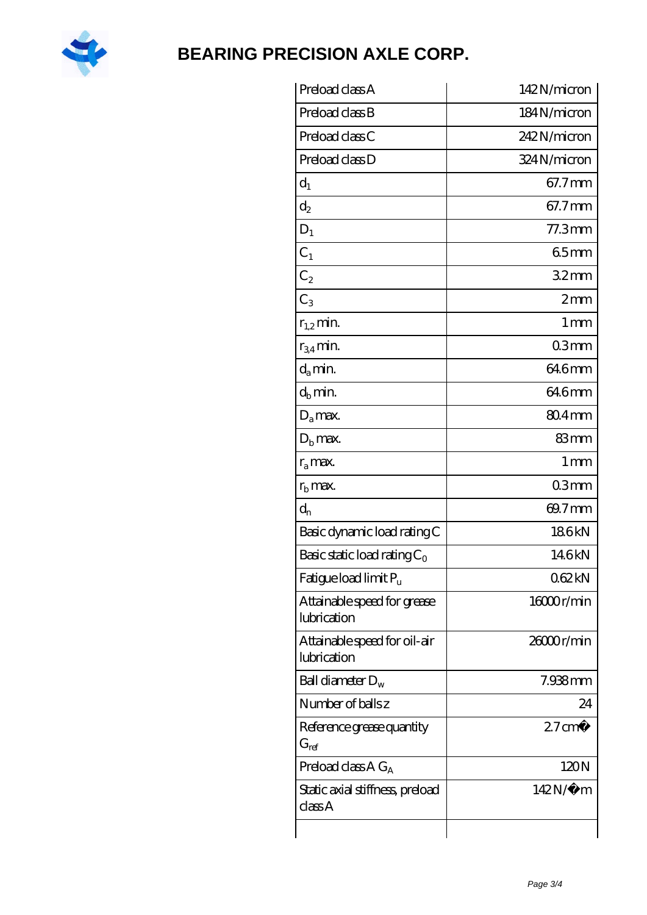| | |
|---|---|
| Preload class A | 142 N/micron |
| Preload class B | 184 N/micron |
| Preload class C | 242 N/micron |
| Preload class D | 324 N/micron |
| $d_1$ | 67.7 mm |
| $d_2$ | 67.7 mm |
| $D_1$ | 77.3 mm |
| $C_1$ | 6.5 mm |
| $C_2$ | 3.2 mm |
| $C_3$ | 2 mm |
| $r_{1,2}$ min. | 1 mm |
| $r_{3,4}$ min. | 0.3 mm |
| $d_a$ min. | 64.6 mm |
| $d_b$ min. | 64.6 mm |
| $D_a$ max. | 80.4 mm |
| $D_b$ max. | 83 mm |
| $r_a$ max. | 1 mm |
| $r_b$ max. | 0.3 mm |
| $d_n$ | 69.7 mm |
| Basic dynamic load rating C | 18.6 kN |
| Basic static load rating $C_0$ | 14.6 kN |
| Fatigue load limit $P_u$ | 0.62 kN |
| Attainable speed for grease lubrication | 16000 r/min |
| Attainable speed for oil-air lubrication | 26000 r/min |
| Ball diameter $D_w$ | 7.938 mm |
| Number of balls z | 24 |
| Reference grease quantity $G_{ref}$ | 2.7 cm� |
| Preload class A $G_A$ | 120 N |
| Static axial stiffness, preload class A | 142 N/�m |
| | |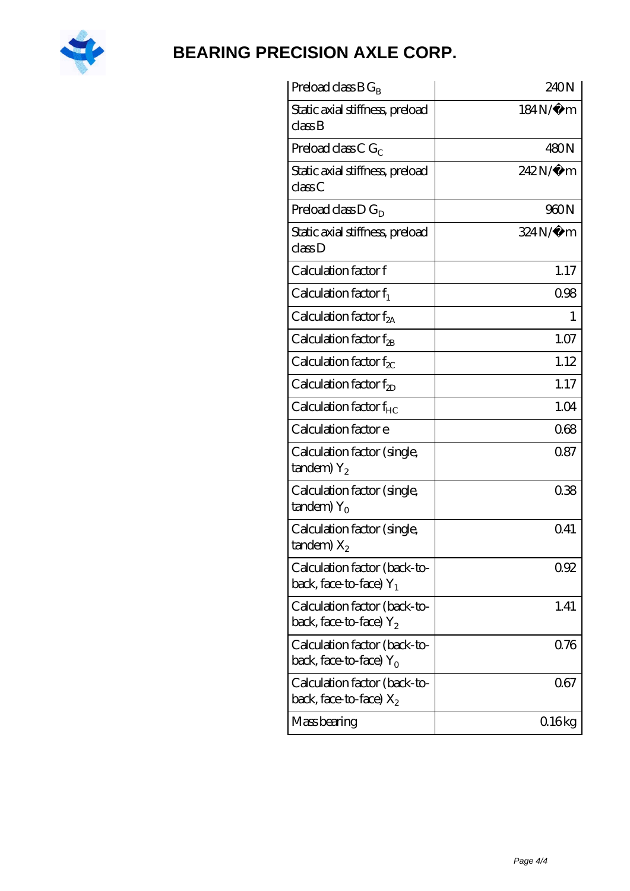| | |
|---|---|
| Preload class B $G_B$ | 240N |
| Static axial stiffness, preload class B | 184N/�m |
| Preload class C $G_C$ | 480N |
| Static axial stiffness, preload class C | 242N/�m |
| Preload class D $G_D$ | 960N |
| Static axial stiffness, preload class D | 324N/�m |
| Calculation factor f | 1.17 |
| Calculation factor $f_1$ | 0.98 |
| Calculation factor $f_{2A}$ | 1 |
| Calculation factor $f_{2B}$ | 1.07 |
| Calculation factor $f_{2C}$ | 1.12 |
| Calculation factor $f_{2D}$ | 1.17 |
| Calculation factor $f_{HC}$ | 1.04 |
| Calculation factor e | 0.68 |
| Calculation factor (single, tandem) $Y_2$ | 0.87 |
| Calculation factor (single, tandem) $Y_0$ | 0.38 |
| Calculation factor (single, tandem) $X_2$ | 0.41 |
| Calculation factor (back-to-back, face-to-face) $Y_1$ | 0.92 |
| Calculation factor (back-to-back, face-to-face) $Y_2$ | 1.41 |
| Calculation factor (back-to-back, face-to-face) $Y_0$ | 0.76 |
| Calculation factor (back-to-back, face-to-face) $X_2$ | 0.67 |
| Mass bearing | 0.16kg |